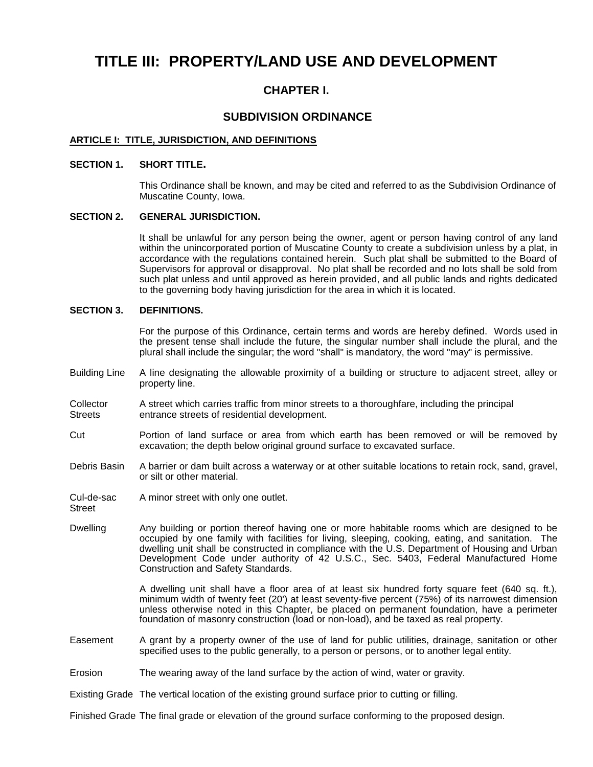# TITLE III: PROPERTY/LAND USE AND DEVELOPMENT

## CHAPTER I.

## SUBDIVISION ORDINANCE

**ARTICLE I: TITLE, JURISDICTION, AND DEFINITIONS**

**SECTION 1. SHORT TITLE.**

This Ordinance shall be known, and may be cited and referred to as the Subdivision Ordinance of Muscatine County, Iowa.

**SECTION 2. GENERAL JURISDICTION.**

It shall be unlawful for any person being the owner, agent or person having control of any land within the unincorporated portion of Muscatine County to create a subdivision unless by a plat, in accordance with the regulations contained herein. Such plat shall be submitted to the Board of Supervisors for approval or disapproval. No plat shall be recorded and no lots shall be sold from such plat unless and until approved as herein provided, and all public lands and rights dedicated to the governing body having jurisdiction for the area in which it is located.

**SECTION 3. DEFINITIONS.**

For the purpose of this Ordinance, certain terms and words are hereby defined. Words used in the present tense shall include the future, the singular number shall include the plural, and the plural shall include the singular; the word "shall" is mandatory, the word "may" is permissive.

Building Line — A line designating the allowable proximity of a building or structure to adjacent street, alley or property line.

Collector Streets — A street which carries traffic from minor streets to a thoroughfare, including the principal entrance streets of residential development.

Cut — Portion of land surface or area from which earth has been removed or will be removed by excavation; the depth below original ground surface to excavated surface.

Debris Basin — A barrier or dam built across a waterway or at other suitable locations to retain rock, sand, gravel, or silt or other material.

Cul-de-sac Street — A minor street with only one outlet.

Dwelling — Any building or portion thereof having one or more habitable rooms which are designed to be occupied by one family with facilities for living, sleeping, cooking, eating, and sanitation. The dwelling unit shall be constructed in compliance with the U.S. Department of Housing and Urban Development Code under authority of 42 U.S.C., Sec. 5403, Federal Manufactured Home Construction and Safety Standards.

A dwelling unit shall have a floor area of at least six hundred forty square feet (640 sq. ft.), minimum width of twenty feet (20') at least seventy-five percent (75%) of its narrowest dimension unless otherwise noted in this Chapter, be placed on permanent foundation, have a perimeter foundation of masonry construction (load or non-load), and be taxed as real property.

Easement — A grant by a property owner of the use of land for public utilities, drainage, sanitation or other specified uses to the public generally, to a person or persons, or to another legal entity.

Erosion — The wearing away of the land surface by the action of wind, water or gravity.

Existing Grade — The vertical location of the existing ground surface prior to cutting or filling.

Finished Grade — The final grade or elevation of the ground surface conforming to the proposed design.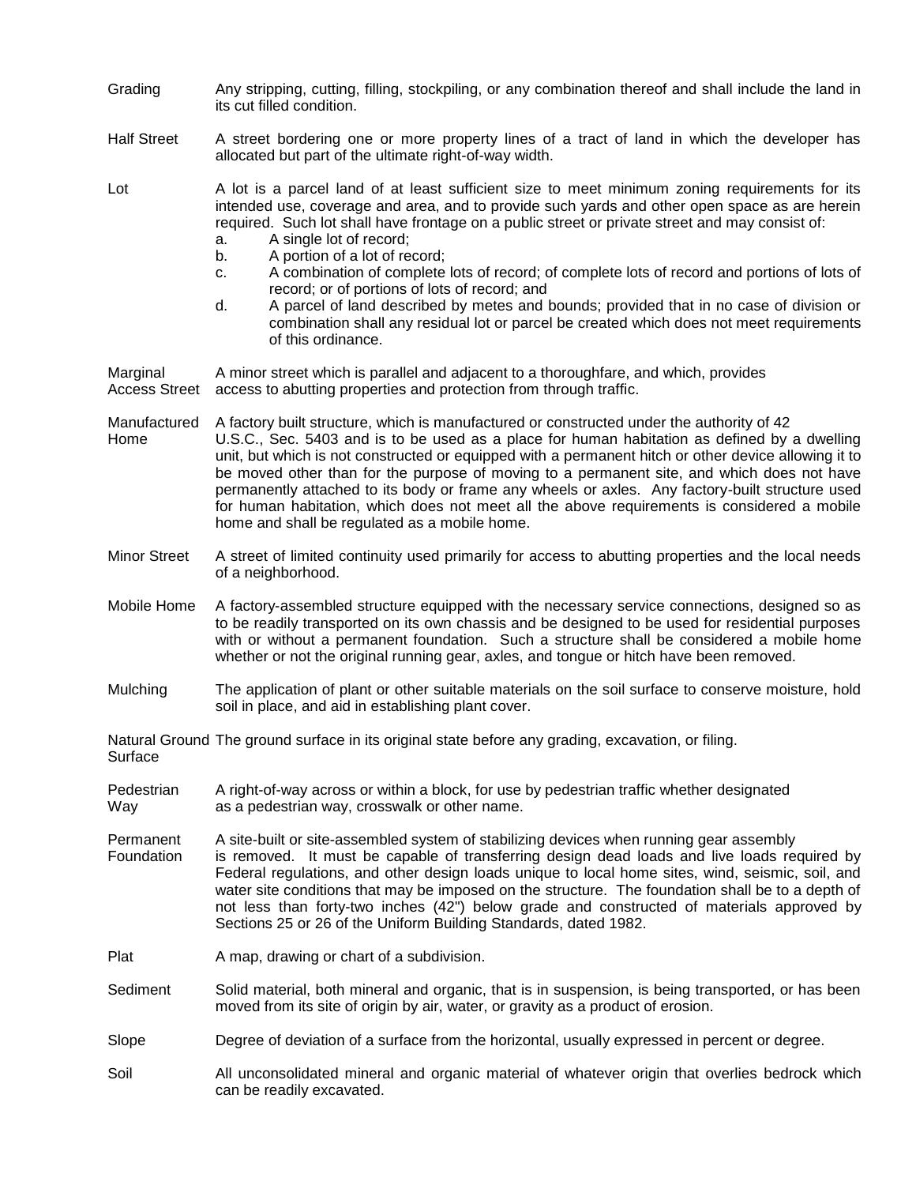**Grading** Any stripping, cutting, filling, stockpiling, or any combination thereof and shall include the land in its cut filled condition.

**Half Street** A street bordering one or more property lines of a tract of land in which the developer has allocated but part of the ultimate right-of-way width.

**Lot** A lot is a parcel land of at least sufficient size to meet minimum zoning requirements for its intended use, coverage and area, and to provide such yards and other open space as are herein required. Such lot shall have frontage on a public street or private street and may consist of:

a. A single lot of record;
b. A portion of a lot of record;
c. A combination of complete lots of record; of complete lots of record and portions of lots of record; or of portions of lots of record; and
d. A parcel of land described by metes and bounds; provided that in no case of division or combination shall any residual lot or parcel be created which does not meet requirements of this ordinance.

**Marginal Access Street** A minor street which is parallel and adjacent to a thoroughfare, and which, provides access to abutting properties and protection from through traffic.

**Manufactured Home** A factory built structure, which is manufactured or constructed under the authority of 42 U.S.C., Sec. 5403 and is to be used as a place for human habitation as defined by a dwelling unit, but which is not constructed or equipped with a permanent hitch or other device allowing it to be moved other than for the purpose of moving to a permanent site, and which does not have permanently attached to its body or frame any wheels or axles. Any factory-built structure used for human habitation, which does not meet all the above requirements is considered a mobile home and shall be regulated as a mobile home.

**Minor Street** A street of limited continuity used primarily for access to abutting properties and the local needs of a neighborhood.

**Mobile Home** A factory-assembled structure equipped with the necessary service connections, designed so as to be readily transported on its own chassis and be designed to be used for residential purposes with or without a permanent foundation. Such a structure shall be considered a mobile home whether or not the original running gear, axles, and tongue or hitch have been removed.

**Mulching** The application of plant or other suitable materials on the soil surface to conserve moisture, hold soil in place, and aid in establishing plant cover.

**Natural Ground Surface** The ground surface in its original state before any grading, excavation, or filing.

**Pedestrian Way** A right-of-way across or within a block, for use by pedestrian traffic whether designated as a pedestrian way, crosswalk or other name.

**Permanent Foundation** A site-built or site-assembled system of stabilizing devices when running gear assembly is removed. It must be capable of transferring design dead loads and live loads required by Federal regulations, and other design loads unique to local home sites, wind, seismic, soil, and water site conditions that may be imposed on the structure. The foundation shall be to a depth of not less than forty-two inches (42") below grade and constructed of materials approved by Sections 25 or 26 of the Uniform Building Standards, dated 1982.

**Plat** A map, drawing or chart of a subdivision.

**Sediment** Solid material, both mineral and organic, that is in suspension, is being transported, or has been moved from its site of origin by air, water, or gravity as a product of erosion.

**Slope** Degree of deviation of a surface from the horizontal, usually expressed in percent or degree.

**Soil** All unconsolidated mineral and organic material of whatever origin that overlies bedrock which can be readily excavated.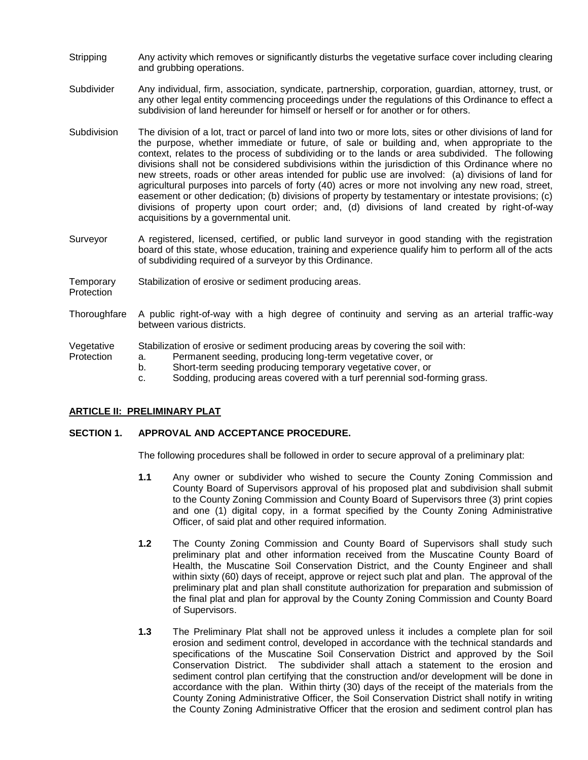**Stripping** Any activity which removes or significantly disturbs the vegetative surface cover including clearing and grubbing operations.

**Subdivider** Any individual, firm, association, syndicate, partnership, corporation, guardian, attorney, trust, or any other legal entity commencing proceedings under the regulations of this Ordinance to effect a subdivision of land hereunder for himself or herself or for another or for others.

**Subdivision** The division of a lot, tract or parcel of land into two or more lots, sites or other divisions of land for the purpose, whether immediate or future, of sale or building and, when appropriate to the context, relates to the process of subdividing or to the lands or area subdivided. The following divisions shall not be considered subdivisions within the jurisdiction of this Ordinance where no new streets, roads or other areas intended for public use are involved: (a) divisions of land for agricultural purposes into parcels of forty (40) acres or more not involving any new road, street, easement or other dedication; (b) divisions of property by testamentary or intestate provisions; (c) divisions of property upon court order; and, (d) divisions of land created by right-of-way acquisitions by a governmental unit.

**Surveyor** A registered, licensed, certified, or public land surveyor in good standing with the registration board of this state, whose education, training and experience qualify him to perform all of the acts of subdividing required of a surveyor by this Ordinance.

**Temporary Protection** Stabilization of erosive or sediment producing areas.

**Thoroughfare** A public right-of-way with a high degree of continuity and serving as an arterial traffic-way between various districts.

**Vegetative Protection** Stabilization of erosive or sediment producing areas by covering the soil with:

a. Permanent seeding, producing long-term vegetative cover, or
b. Short-term seeding producing temporary vegetative cover, or
c. Sodding, producing areas covered with a turf perennial sod-forming grass.

## ARTICLE II: PRELIMINARY PLAT

### SECTION 1. APPROVAL AND ACCEPTANCE PROCEDURE.

The following procedures shall be followed in order to secure approval of a preliminary plat:

**1.1** Any owner or subdivider who wished to secure the County Zoning Commission and County Board of Supervisors approval of his proposed plat and subdivision shall submit to the County Zoning Commission and County Board of Supervisors three (3) print copies and one (1) digital copy, in a format specified by the County Zoning Administrative Officer, of said plat and other required information.

**1.2** The County Zoning Commission and County Board of Supervisors shall study such preliminary plat and other information received from the Muscatine County Board of Health, the Muscatine Soil Conservation District, and the County Engineer and shall within sixty (60) days of receipt, approve or reject such plat and plan. The approval of the preliminary plat and plan shall constitute authorization for preparation and submission of the final plat and plan for approval by the County Zoning Commission and County Board of Supervisors.

**1.3** The Preliminary Plat shall not be approved unless it includes a complete plan for soil erosion and sediment control, developed in accordance with the technical standards and specifications of the Muscatine Soil Conservation District and approved by the Soil Conservation District. The subdivider shall attach a statement to the erosion and sediment control plan certifying that the construction and/or development will be done in accordance with the plan. Within thirty (30) days of the receipt of the materials from the County Zoning Administrative Officer, the Soil Conservation District shall notify in writing the County Zoning Administrative Officer that the erosion and sediment control plan has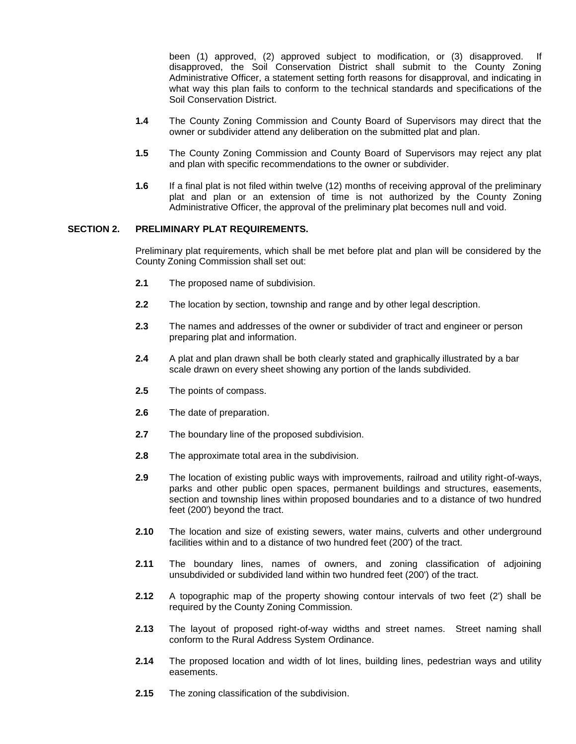been (1) approved, (2) approved subject to modification, or (3) disapproved. If disapproved, the Soil Conservation District shall submit to the County Zoning Administrative Officer, a statement setting forth reasons for disapproval, and indicating in what way this plan fails to conform to the technical standards and specifications of the Soil Conservation District.

**1.4** The County Zoning Commission and County Board of Supervisors may direct that the owner or subdivider attend any deliberation on the submitted plat and plan.

**1.5** The County Zoning Commission and County Board of Supervisors may reject any plat and plan with specific recommendations to the owner or subdivider.

**1.6** If a final plat is not filed within twelve (12) months of receiving approval of the preliminary plat and plan or an extension of time is not authorized by the County Zoning Administrative Officer, the approval of the preliminary plat becomes null and void.

## SECTION 2. PRELIMINARY PLAT REQUIREMENTS.

Preliminary plat requirements, which shall be met before plat and plan will be considered by the County Zoning Commission shall set out:

**2.1** The proposed name of subdivision.

**2.2** The location by section, township and range and by other legal description.

**2.3** The names and addresses of the owner or subdivider of tract and engineer or person preparing plat and information.

**2.4** A plat and plan drawn shall be both clearly stated and graphically illustrated by a bar scale drawn on every sheet showing any portion of the lands subdivided.

**2.5** The points of compass.

**2.6** The date of preparation.

**2.7** The boundary line of the proposed subdivision.

**2.8** The approximate total area in the subdivision.

**2.9** The location of existing public ways with improvements, railroad and utility right-of-ways, parks and other public open spaces, permanent buildings and structures, easements, section and township lines within proposed boundaries and to a distance of two hundred feet (200') beyond the tract.

**2.10** The location and size of existing sewers, water mains, culverts and other underground facilities within and to a distance of two hundred feet (200') of the tract.

**2.11** The boundary lines, names of owners, and zoning classification of adjoining unsubdivided or subdivided land within two hundred feet (200') of the tract.

**2.12** A topographic map of the property showing contour intervals of two feet (2') shall be required by the County Zoning Commission.

**2.13** The layout of proposed right-of-way widths and street names. Street naming shall conform to the Rural Address System Ordinance.

**2.14** The proposed location and width of lot lines, building lines, pedestrian ways and utility easements.

**2.15** The zoning classification of the subdivision.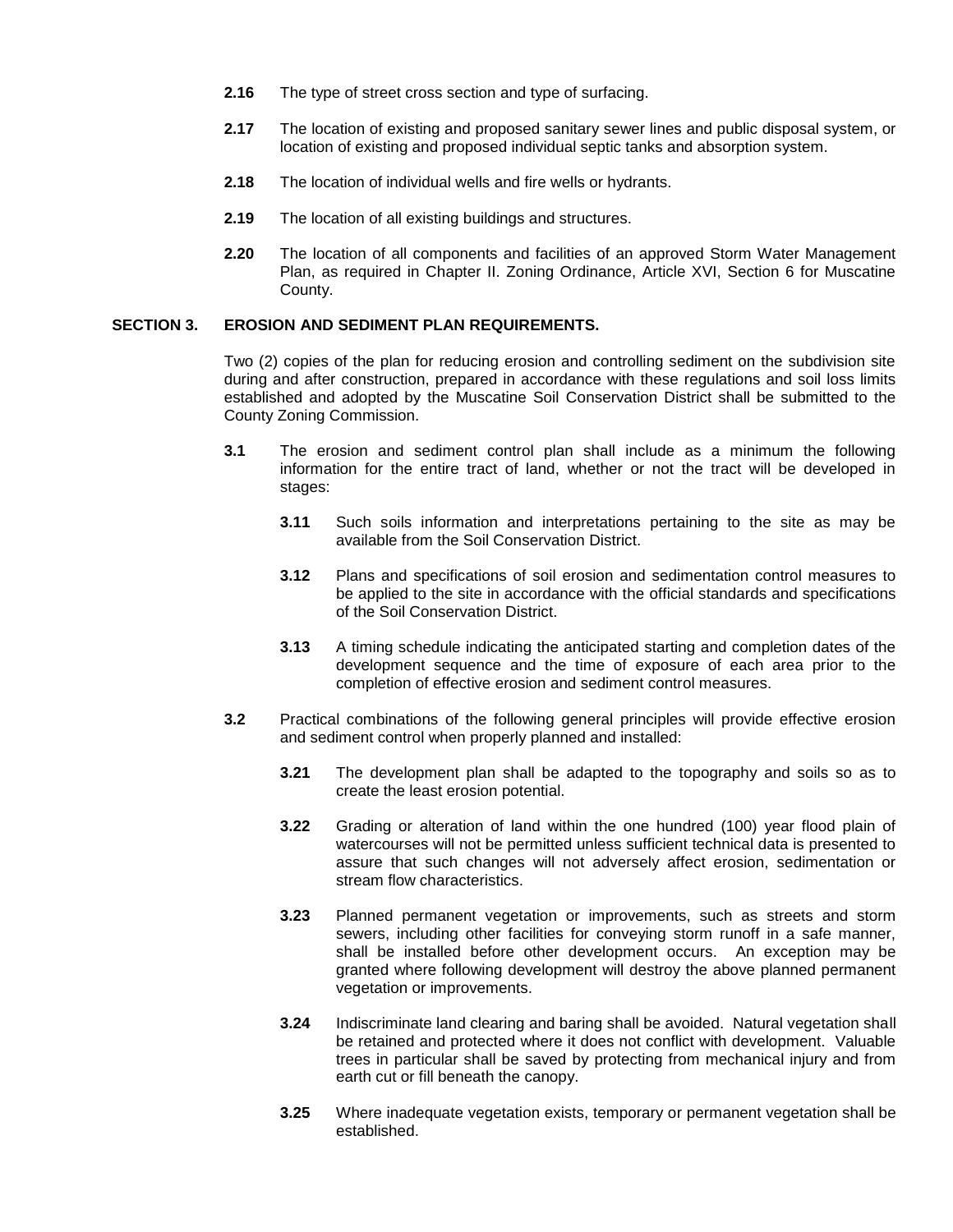**2.16** The type of street cross section and type of surfacing.

**2.17** The location of existing and proposed sanitary sewer lines and public disposal system, or location of existing and proposed individual septic tanks and absorption system.

**2.18** The location of individual wells and fire wells or hydrants.

**2.19** The location of all existing buildings and structures.

**2.20** The location of all components and facilities of an approved Storm Water Management Plan, as required in Chapter II. Zoning Ordinance, Article XVI, Section 6 for Muscatine County.

## SECTION 3. EROSION AND SEDIMENT PLAN REQUIREMENTS.

Two (2) copies of the plan for reducing erosion and controlling sediment on the subdivision site during and after construction, prepared in accordance with these regulations and soil loss limits established and adopted by the Muscatine Soil Conservation District shall be submitted to the County Zoning Commission.

**3.1** The erosion and sediment control plan shall include as a minimum the following information for the entire tract of land, whether or not the tract will be developed in stages:

**3.11** Such soils information and interpretations pertaining to the site as may be available from the Soil Conservation District.

**3.12** Plans and specifications of soil erosion and sedimentation control measures to be applied to the site in accordance with the official standards and specifications of the Soil Conservation District.

**3.13** A timing schedule indicating the anticipated starting and completion dates of the development sequence and the time of exposure of each area prior to the completion of effective erosion and sediment control measures.

**3.2** Practical combinations of the following general principles will provide effective erosion and sediment control when properly planned and installed:

**3.21** The development plan shall be adapted to the topography and soils so as to create the least erosion potential.

**3.22** Grading or alteration of land within the one hundred (100) year flood plain of watercourses will not be permitted unless sufficient technical data is presented to assure that such changes will not adversely affect erosion, sedimentation or stream flow characteristics.

**3.23** Planned permanent vegetation or improvements, such as streets and storm sewers, including other facilities for conveying storm runoff in a safe manner, shall be installed before other development occurs. An exception may be granted where following development will destroy the above planned permanent vegetation or improvements.

**3.24** Indiscriminate land clearing and baring shall be avoided. Natural vegetation shall be retained and protected where it does not conflict with development. Valuable trees in particular shall be saved by protecting from mechanical injury and from earth cut or fill beneath the canopy.

**3.25** Where inadequate vegetation exists, temporary or permanent vegetation shall be established.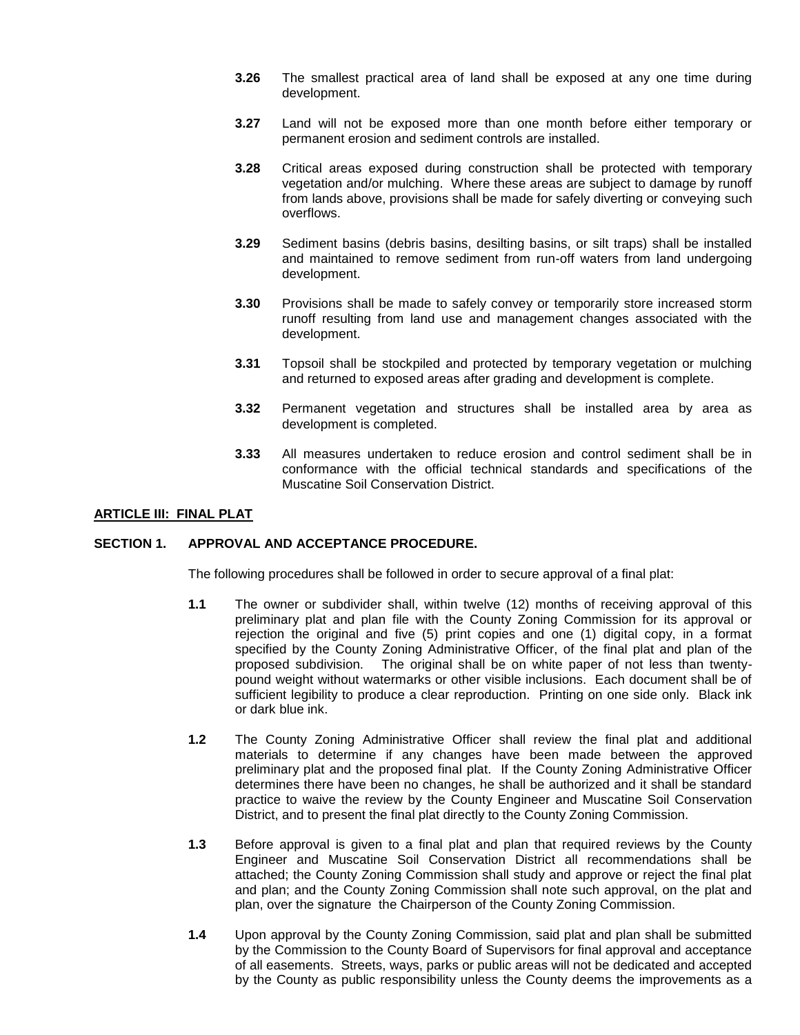**3.26** The smallest practical area of land shall be exposed at any one time during development.

**3.27** Land will not be exposed more than one month before either temporary or permanent erosion and sediment controls are installed.

**3.28** Critical areas exposed during construction shall be protected with temporary vegetation and/or mulching. Where these areas are subject to damage by runoff from lands above, provisions shall be made for safely diverting or conveying such overflows.

**3.29** Sediment basins (debris basins, desilting basins, or silt traps) shall be installed and maintained to remove sediment from run-off waters from land undergoing development.

**3.30** Provisions shall be made to safely convey or temporarily store increased storm runoff resulting from land use and management changes associated with the development.

**3.31** Topsoil shall be stockpiled and protected by temporary vegetation or mulching and returned to exposed areas after grading and development is complete.

**3.32** Permanent vegetation and structures shall be installed area by area as development is completed.

**3.33** All measures undertaken to reduce erosion and control sediment shall be in conformance with the official technical standards and specifications of the Muscatine Soil Conservation District.

## ARTICLE III: FINAL PLAT

### SECTION 1. APPROVAL AND ACCEPTANCE PROCEDURE.

The following procedures shall be followed in order to secure approval of a final plat:

**1.1** The owner or subdivider shall, within twelve (12) months of receiving approval of this preliminary plat and plan file with the County Zoning Commission for its approval or rejection the original and five (5) print copies and one (1) digital copy, in a format specified by the County Zoning Administrative Officer, of the final plat and plan of the proposed subdivision. The original shall be on white paper of not less than twenty-pound weight without watermarks or other visible inclusions. Each document shall be of sufficient legibility to produce a clear reproduction. Printing on one side only. Black ink or dark blue ink.

**1.2** The County Zoning Administrative Officer shall review the final plat and additional materials to determine if any changes have been made between the approved preliminary plat and the proposed final plat. If the County Zoning Administrative Officer determines there have been no changes, he shall be authorized and it shall be standard practice to waive the review by the County Engineer and Muscatine Soil Conservation District, and to present the final plat directly to the County Zoning Commission.

**1.3** Before approval is given to a final plat and plan that required reviews by the County Engineer and Muscatine Soil Conservation District all recommendations shall be attached; the County Zoning Commission shall study and approve or reject the final plat and plan; and the County Zoning Commission shall note such approval, on the plat and plan, over the signature the Chairperson of the County Zoning Commission.

**1.4** Upon approval by the County Zoning Commission, said plat and plan shall be submitted by the Commission to the County Board of Supervisors for final approval and acceptance of all easements. Streets, ways, parks or public areas will not be dedicated and accepted by the County as public responsibility unless the County deems the improvements as a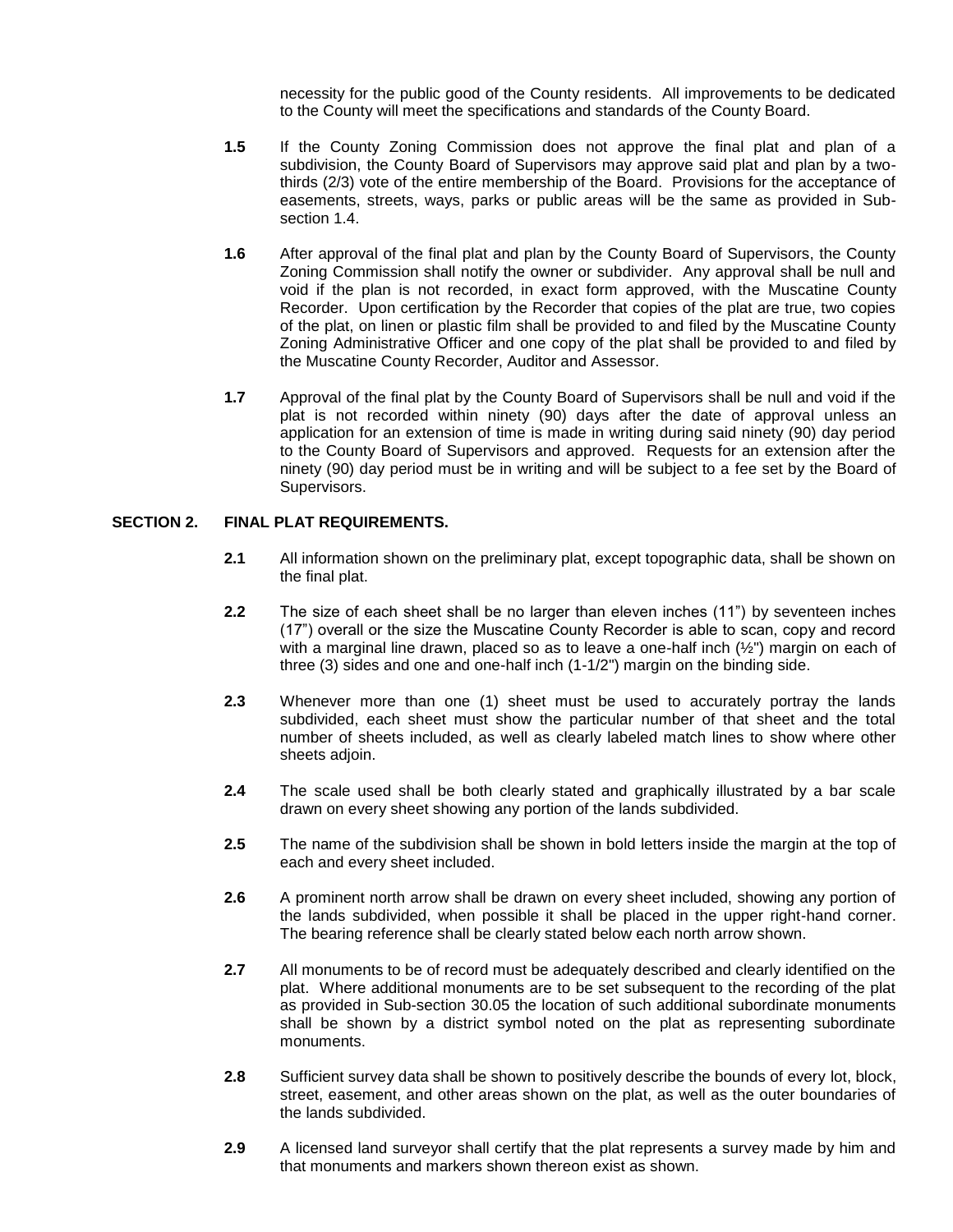necessity for the public good of the County residents. All improvements to be dedicated to the County will meet the specifications and standards of the County Board.

**1.5** If the County Zoning Commission does not approve the final plat and plan of a subdivision, the County Board of Supervisors may approve said plat and plan by a two-thirds (2/3) vote of the entire membership of the Board. Provisions for the acceptance of easements, streets, ways, parks or public areas will be the same as provided in Sub-section 1.4.

**1.6** After approval of the final plat and plan by the County Board of Supervisors, the County Zoning Commission shall notify the owner or subdivider. Any approval shall be null and void if the plan is not recorded, in exact form approved, with the Muscatine County Recorder. Upon certification by the Recorder that copies of the plat are true, two copies of the plat, on linen or plastic film shall be provided to and filed by the Muscatine County Zoning Administrative Officer and one copy of the plat shall be provided to and filed by the Muscatine County Recorder, Auditor and Assessor.

**1.7** Approval of the final plat by the County Board of Supervisors shall be null and void if the plat is not recorded within ninety (90) days after the date of approval unless an application for an extension of time is made in writing during said ninety (90) day period to the County Board of Supervisors and approved. Requests for an extension after the ninety (90) day period must be in writing and will be subject to a fee set by the Board of Supervisors.

## SECTION 2. FINAL PLAT REQUIREMENTS.

**2.1** All information shown on the preliminary plat, except topographic data, shall be shown on the final plat.

**2.2** The size of each sheet shall be no larger than eleven inches (11") by seventeen inches (17") overall or the size the Muscatine County Recorder is able to scan, copy and record with a marginal line drawn, placed so as to leave a one-half inch (½") margin on each of three (3) sides and one and one-half inch (1-1/2") margin on the binding side.

**2.3** Whenever more than one (1) sheet must be used to accurately portray the lands subdivided, each sheet must show the particular number of that sheet and the total number of sheets included, as well as clearly labeled match lines to show where other sheets adjoin.

**2.4** The scale used shall be both clearly stated and graphically illustrated by a bar scale drawn on every sheet showing any portion of the lands subdivided.

**2.5** The name of the subdivision shall be shown in bold letters inside the margin at the top of each and every sheet included.

**2.6** A prominent north arrow shall be drawn on every sheet included, showing any portion of the lands subdivided, when possible it shall be placed in the upper right-hand corner. The bearing reference shall be clearly stated below each north arrow shown.

**2.7** All monuments to be of record must be adequately described and clearly identified on the plat. Where additional monuments are to be set subsequent to the recording of the plat as provided in Sub-section 30.05 the location of such additional subordinate monuments shall be shown by a district symbol noted on the plat as representing subordinate monuments.

**2.8** Sufficient survey data shall be shown to positively describe the bounds of every lot, block, street, easement, and other areas shown on the plat, as well as the outer boundaries of the lands subdivided.

**2.9** A licensed land surveyor shall certify that the plat represents a survey made by him and that monuments and markers shown thereon exist as shown.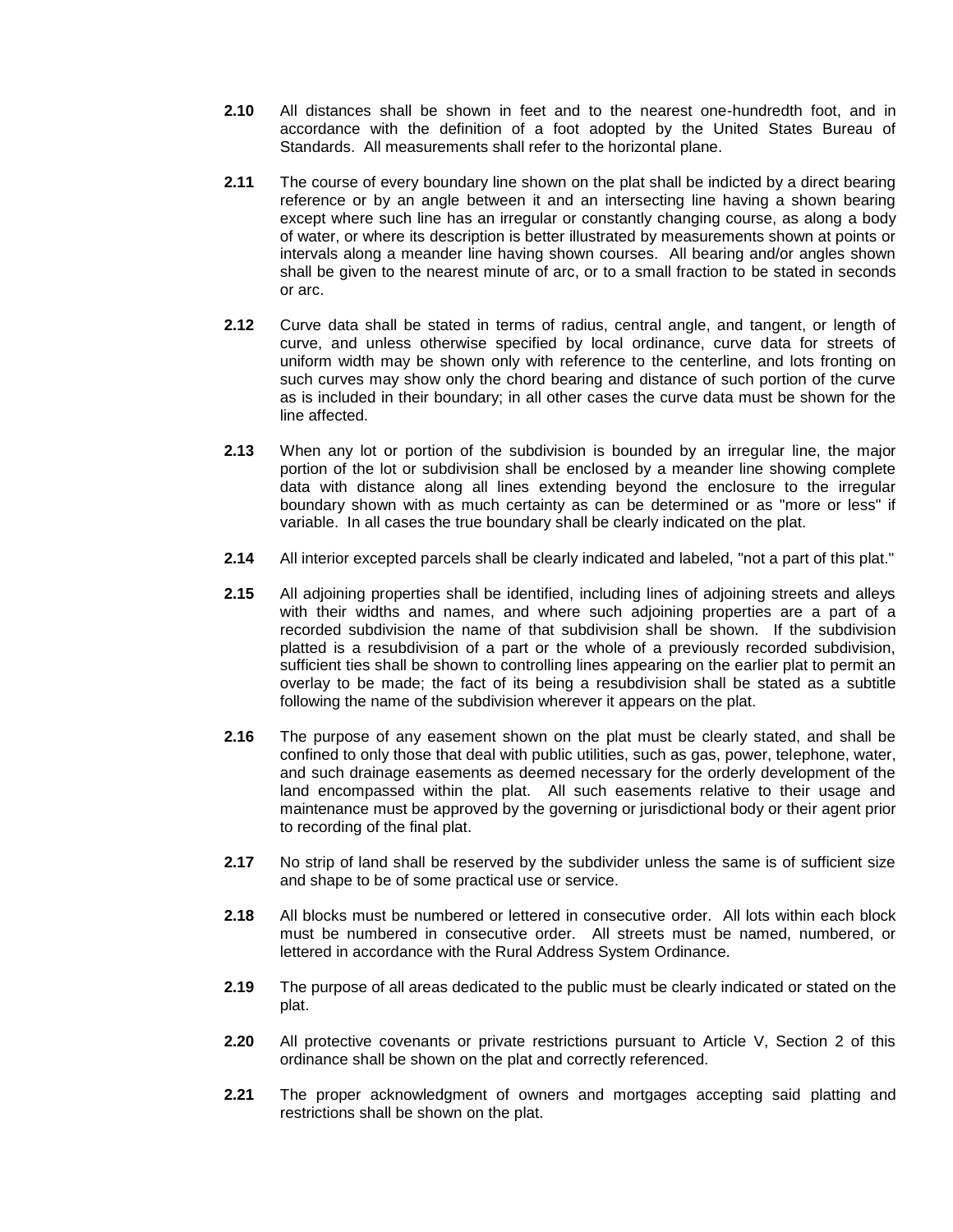**2.10** All distances shall be shown in feet and to the nearest one-hundredth foot, and in accordance with the definition of a foot adopted by the United States Bureau of Standards. All measurements shall refer to the horizontal plane.

**2.11** The course of every boundary line shown on the plat shall be indicted by a direct bearing reference or by an angle between it and an intersecting line having a shown bearing except where such line has an irregular or constantly changing course, as along a body of water, or where its description is better illustrated by measurements shown at points or intervals along a meander line having shown courses. All bearing and/or angles shown shall be given to the nearest minute of arc, or to a small fraction to be stated in seconds or arc.

**2.12** Curve data shall be stated in terms of radius, central angle, and tangent, or length of curve, and unless otherwise specified by local ordinance, curve data for streets of uniform width may be shown only with reference to the centerline, and lots fronting on such curves may show only the chord bearing and distance of such portion of the curve as is included in their boundary; in all other cases the curve data must be shown for the line affected.

**2.13** When any lot or portion of the subdivision is bounded by an irregular line, the major portion of the lot or subdivision shall be enclosed by a meander line showing complete data with distance along all lines extending beyond the enclosure to the irregular boundary shown with as much certainty as can be determined or as "more or less" if variable. In all cases the true boundary shall be clearly indicated on the plat.

**2.14** All interior excepted parcels shall be clearly indicated and labeled, "not a part of this plat."

**2.15** All adjoining properties shall be identified, including lines of adjoining streets and alleys with their widths and names, and where such adjoining properties are a part of a recorded subdivision the name of that subdivision shall be shown. If the subdivision platted is a resubdivision of a part or the whole of a previously recorded subdivision, sufficient ties shall be shown to controlling lines appearing on the earlier plat to permit an overlay to be made; the fact of its being a resubdivision shall be stated as a subtitle following the name of the subdivision wherever it appears on the plat.

**2.16** The purpose of any easement shown on the plat must be clearly stated, and shall be confined to only those that deal with public utilities, such as gas, power, telephone, water, and such drainage easements as deemed necessary for the orderly development of the land encompassed within the plat. All such easements relative to their usage and maintenance must be approved by the governing or jurisdictional body or their agent prior to recording of the final plat.

**2.17** No strip of land shall be reserved by the subdivider unless the same is of sufficient size and shape to be of some practical use or service.

**2.18** All blocks must be numbered or lettered in consecutive order. All lots within each block must be numbered in consecutive order. All streets must be named, numbered, or lettered in accordance with the Rural Address System Ordinance.

**2.19** The purpose of all areas dedicated to the public must be clearly indicated or stated on the plat.

**2.20** All protective covenants or private restrictions pursuant to Article V, Section 2 of this ordinance shall be shown on the plat and correctly referenced.

**2.21** The proper acknowledgment of owners and mortgages accepting said platting and restrictions shall be shown on the plat.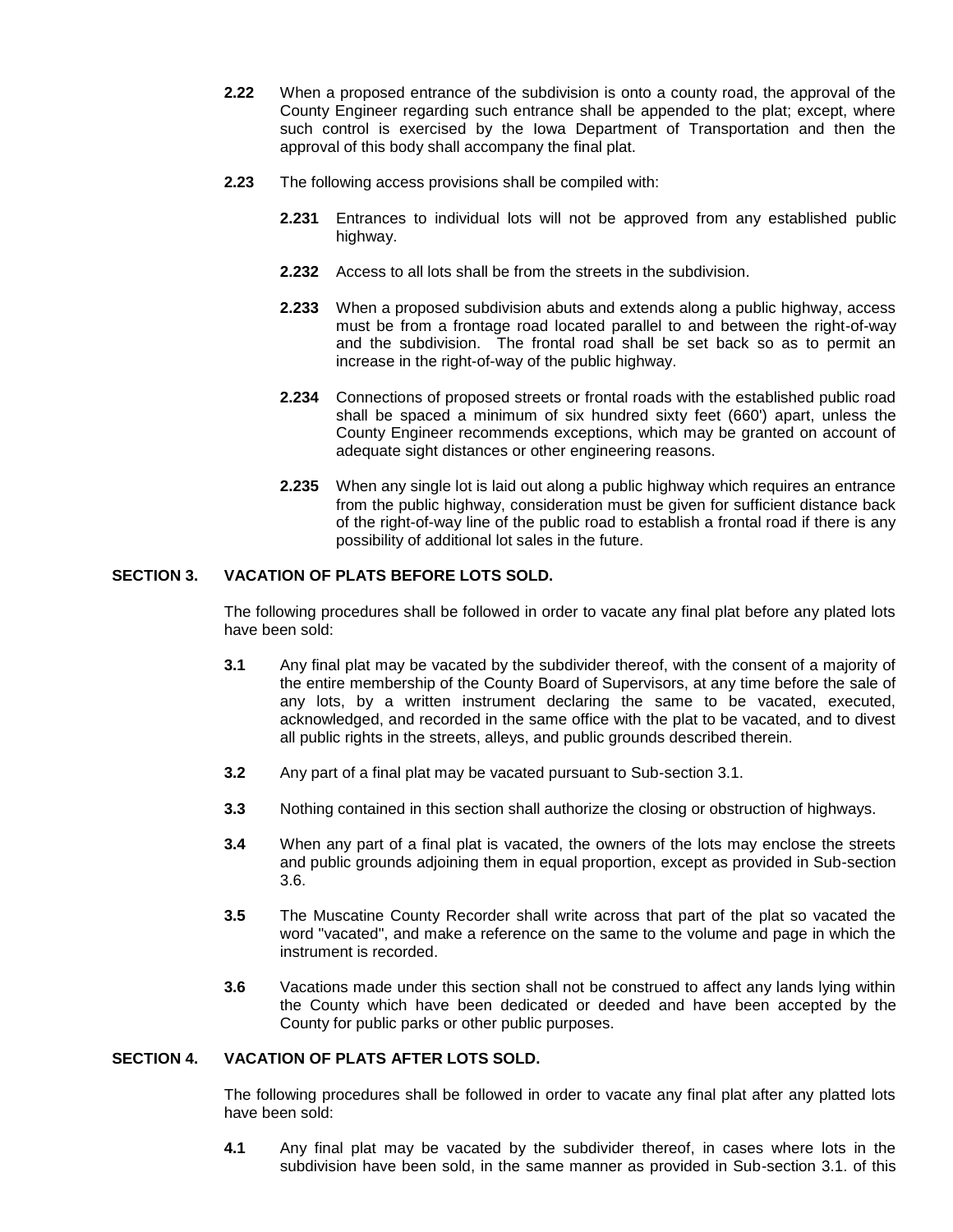**2.22** When a proposed entrance of the subdivision is onto a county road, the approval of the County Engineer regarding such entrance shall be appended to the plat; except, where such control is exercised by the Iowa Department of Transportation and then the approval of this body shall accompany the final plat.

**2.23** The following access provisions shall be compiled with:

**2.231** Entrances to individual lots will not be approved from any established public highway.

**2.232** Access to all lots shall be from the streets in the subdivision.

**2.233** When a proposed subdivision abuts and extends along a public highway, access must be from a frontage road located parallel to and between the right-of-way and the subdivision. The frontal road shall be set back so as to permit an increase in the right-of-way of the public highway.

**2.234** Connections of proposed streets or frontal roads with the established public road shall be spaced a minimum of six hundred sixty feet (660') apart, unless the County Engineer recommends exceptions, which may be granted on account of adequate sight distances or other engineering reasons.

**2.235** When any single lot is laid out along a public highway which requires an entrance from the public highway, consideration must be given for sufficient distance back of the right-of-way line of the public road to establish a frontal road if there is any possibility of additional lot sales in the future.

## SECTION 3. VACATION OF PLATS BEFORE LOTS SOLD.

The following procedures shall be followed in order to vacate any final plat before any plated lots have been sold:

**3.1** Any final plat may be vacated by the subdivider thereof, with the consent of a majority of the entire membership of the County Board of Supervisors, at any time before the sale of any lots, by a written instrument declaring the same to be vacated, executed, acknowledged, and recorded in the same office with the plat to be vacated, and to divest all public rights in the streets, alleys, and public grounds described therein.

**3.2** Any part of a final plat may be vacated pursuant to Sub-section 3.1.

**3.3** Nothing contained in this section shall authorize the closing or obstruction of highways.

**3.4** When any part of a final plat is vacated, the owners of the lots may enclose the streets and public grounds adjoining them in equal proportion, except as provided in Sub-section 3.6.

**3.5** The Muscatine County Recorder shall write across that part of the plat so vacated the word "vacated", and make a reference on the same to the volume and page in which the instrument is recorded.

**3.6** Vacations made under this section shall not be construed to affect any lands lying within the County which have been dedicated or deeded and have been accepted by the County for public parks or other public purposes.

## SECTION 4. VACATION OF PLATS AFTER LOTS SOLD.

The following procedures shall be followed in order to vacate any final plat after any platted lots have been sold:

**4.1** Any final plat may be vacated by the subdivider thereof, in cases where lots in the subdivision have been sold, in the same manner as provided in Sub-section 3.1. of this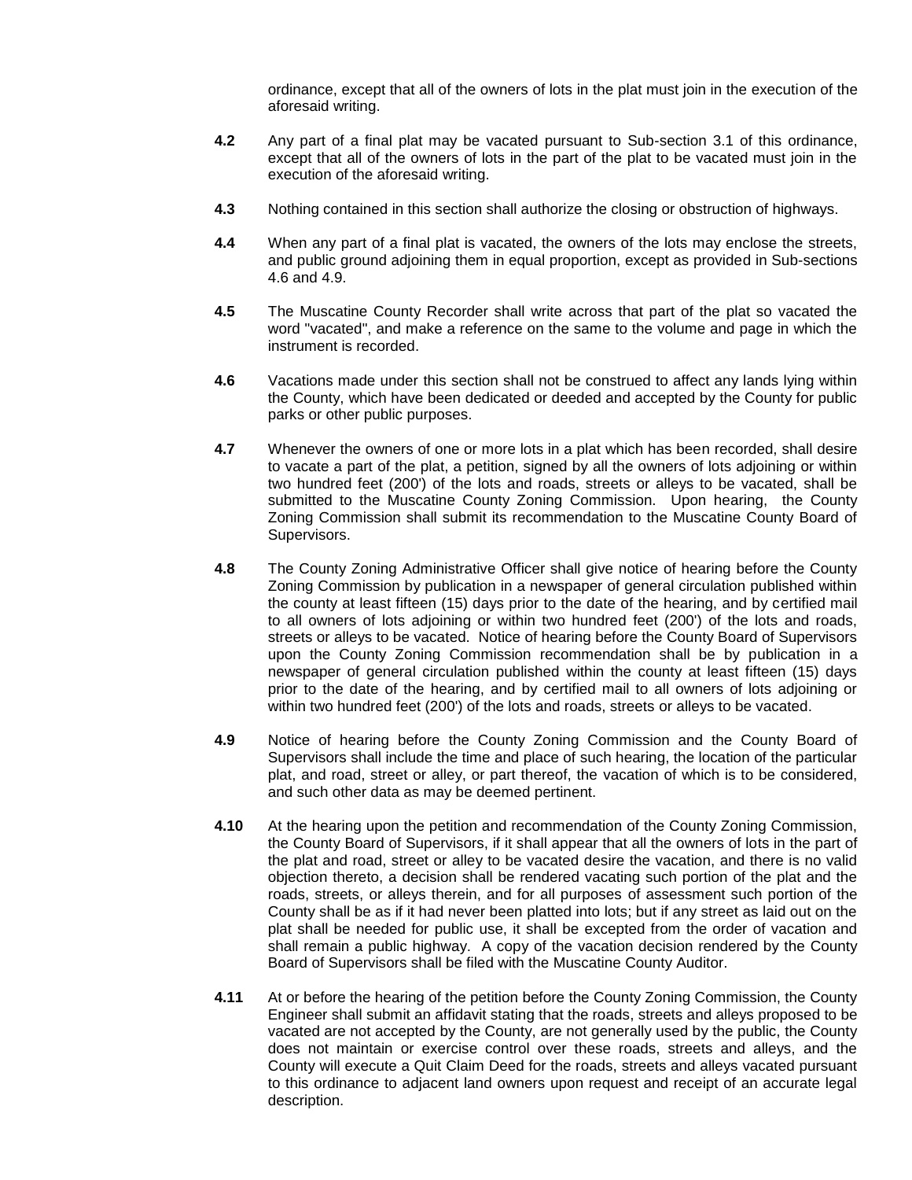ordinance, except that all of the owners of lots in the plat must join in the execution of the aforesaid writing.

**4.2** Any part of a final plat may be vacated pursuant to Sub-section 3.1 of this ordinance, except that all of the owners of lots in the part of the plat to be vacated must join in the execution of the aforesaid writing.

**4.3** Nothing contained in this section shall authorize the closing or obstruction of highways.

**4.4** When any part of a final plat is vacated, the owners of the lots may enclose the streets, and public ground adjoining them in equal proportion, except as provided in Sub-sections 4.6 and 4.9.

**4.5** The Muscatine County Recorder shall write across that part of the plat so vacated the word "vacated", and make a reference on the same to the volume and page in which the instrument is recorded.

**4.6** Vacations made under this section shall not be construed to affect any lands lying within the County, which have been dedicated or deeded and accepted by the County for public parks or other public purposes.

**4.7** Whenever the owners of one or more lots in a plat which has been recorded, shall desire to vacate a part of the plat, a petition, signed by all the owners of lots adjoining or within two hundred feet (200') of the lots and roads, streets or alleys to be vacated, shall be submitted to the Muscatine County Zoning Commission. Upon hearing, the County Zoning Commission shall submit its recommendation to the Muscatine County Board of Supervisors.

**4.8** The County Zoning Administrative Officer shall give notice of hearing before the County Zoning Commission by publication in a newspaper of general circulation published within the county at least fifteen (15) days prior to the date of the hearing, and by certified mail to all owners of lots adjoining or within two hundred feet (200') of the lots and roads, streets or alleys to be vacated. Notice of hearing before the County Board of Supervisors upon the County Zoning Commission recommendation shall be by publication in a newspaper of general circulation published within the county at least fifteen (15) days prior to the date of the hearing, and by certified mail to all owners of lots adjoining or within two hundred feet (200') of the lots and roads, streets or alleys to be vacated.

**4.9** Notice of hearing before the County Zoning Commission and the County Board of Supervisors shall include the time and place of such hearing, the location of the particular plat, and road, street or alley, or part thereof, the vacation of which is to be considered, and such other data as may be deemed pertinent.

**4.10** At the hearing upon the petition and recommendation of the County Zoning Commission, the County Board of Supervisors, if it shall appear that all the owners of lots in the part of the plat and road, street or alley to be vacated desire the vacation, and there is no valid objection thereto, a decision shall be rendered vacating such portion of the plat and the roads, streets, or alleys therein, and for all purposes of assessment such portion of the County shall be as if it had never been platted into lots; but if any street as laid out on the plat shall be needed for public use, it shall be excepted from the order of vacation and shall remain a public highway. A copy of the vacation decision rendered by the County Board of Supervisors shall be filed with the Muscatine County Auditor.

**4.11** At or before the hearing of the petition before the County Zoning Commission, the County Engineer shall submit an affidavit stating that the roads, streets and alleys proposed to be vacated are not accepted by the County, are not generally used by the public, the County does not maintain or exercise control over these roads, streets and alleys, and the County will execute a Quit Claim Deed for the roads, streets and alleys vacated pursuant to this ordinance to adjacent land owners upon request and receipt of an accurate legal description.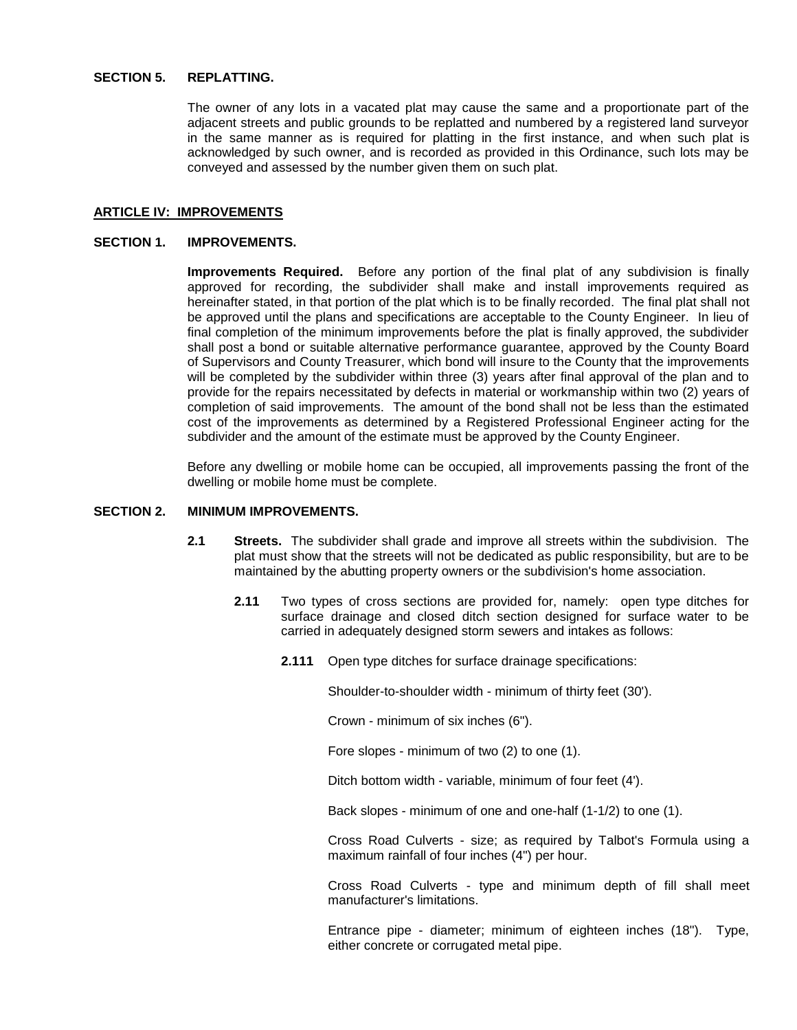**SECTION 5. REPLATTING.**

The owner of any lots in a vacated plat may cause the same and a proportionate part of the adjacent streets and public grounds to be replatted and numbered by a registered land surveyor in the same manner as is required for platting in the first instance, and when such plat is acknowledged by such owner, and is recorded as provided in this Ordinance, such lots may be conveyed and assessed by the number given them on such plat.

## ARTICLE IV: IMPROVEMENTS

**SECTION 1. IMPROVEMENTS.**

**Improvements Required.** Before any portion of the final plat of any subdivision is finally approved for recording, the subdivider shall make and install improvements required as hereinafter stated, in that portion of the plat which is to be finally recorded. The final plat shall not be approved until the plans and specifications are acceptable to the County Engineer. In lieu of final completion of the minimum improvements before the plat is finally approved, the subdivider shall post a bond or suitable alternative performance guarantee, approved by the County Board of Supervisors and County Treasurer, which bond will insure to the County that the improvements will be completed by the subdivider within three (3) years after final approval of the plan and to provide for the repairs necessitated by defects in material or workmanship within two (2) years of completion of said improvements. The amount of the bond shall not be less than the estimated cost of the improvements as determined by a Registered Professional Engineer acting for the subdivider and the amount of the estimate must be approved by the County Engineer.

Before any dwelling or mobile home can be occupied, all improvements passing the front of the dwelling or mobile home must be complete.

**SECTION 2. MINIMUM IMPROVEMENTS.**

**2.1 Streets.** The subdivider shall grade and improve all streets within the subdivision. The plat must show that the streets will not be dedicated as public responsibility, but are to be maintained by the abutting property owners or the subdivision's home association.

**2.11** Two types of cross sections are provided for, namely: open type ditches for surface drainage and closed ditch section designed for surface water to be carried in adequately designed storm sewers and intakes as follows:

**2.111** Open type ditches for surface drainage specifications:

Shoulder-to-shoulder width - minimum of thirty feet (30').

Crown - minimum of six inches (6").

Fore slopes - minimum of two (2) to one (1).

Ditch bottom width - variable, minimum of four feet (4').

Back slopes - minimum of one and one-half (1-1/2) to one (1).

Cross Road Culverts - size; as required by Talbot's Formula using a maximum rainfall of four inches (4") per hour.

Cross Road Culverts - type and minimum depth of fill shall meet manufacturer's limitations.

Entrance pipe - diameter; minimum of eighteen inches (18"). Type, either concrete or corrugated metal pipe.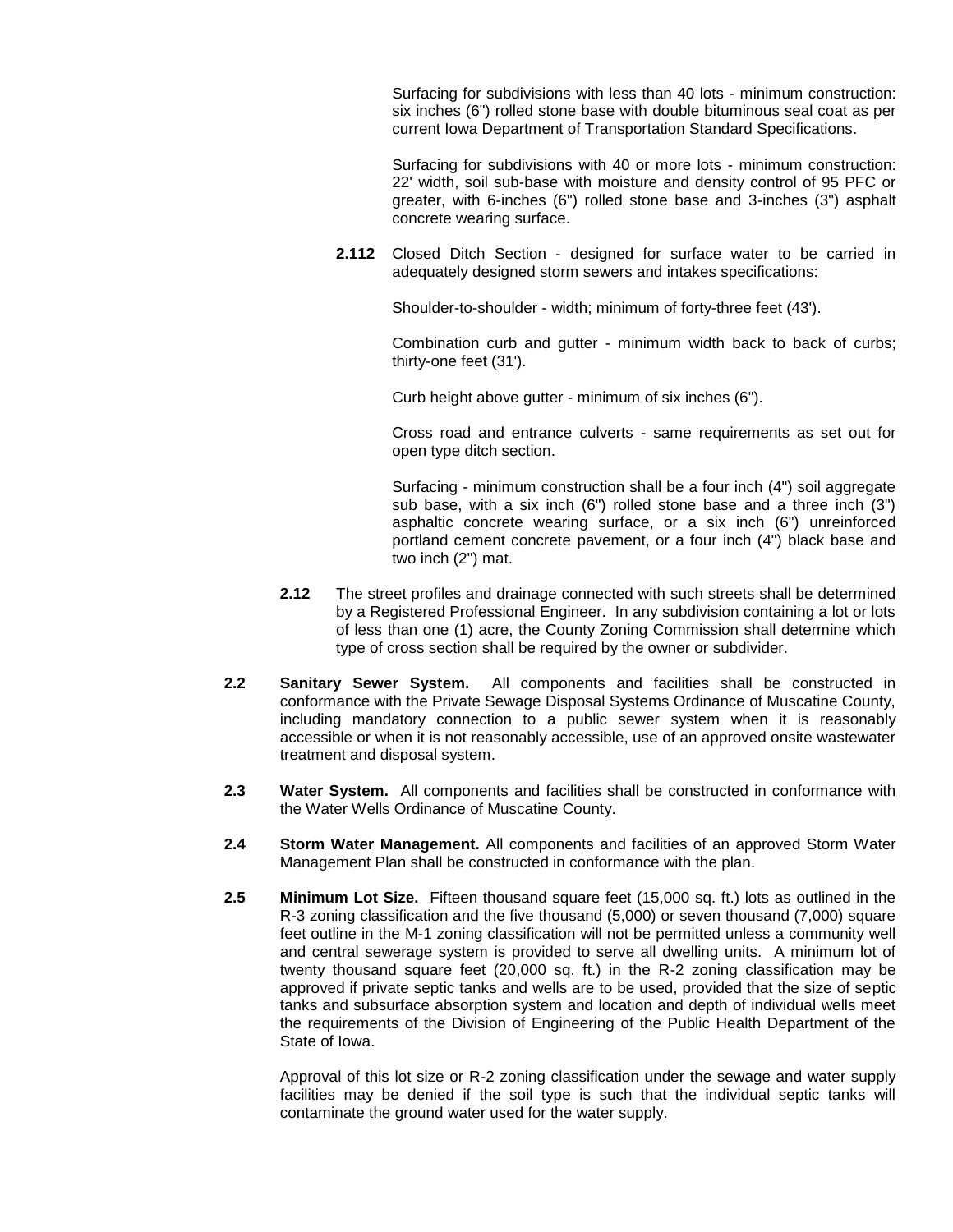Surfacing for subdivisions with less than 40 lots - minimum construction: six inches (6") rolled stone base with double bituminous seal coat as per current Iowa Department of Transportation Standard Specifications.

Surfacing for subdivisions with 40 or more lots - minimum construction: 22' width, soil sub-base with moisture and density control of 95 PFC or greater, with 6-inches (6") rolled stone base and 3-inches (3") asphalt concrete wearing surface.

**2.112** Closed Ditch Section - designed for surface water to be carried in adequately designed storm sewers and intakes specifications:

Shoulder-to-shoulder - width; minimum of forty-three feet (43').

Combination curb and gutter - minimum width back to back of curbs; thirty-one feet (31').

Curb height above gutter - minimum of six inches (6").

Cross road and entrance culverts - same requirements as set out for open type ditch section.

Surfacing - minimum construction shall be a four inch (4") soil aggregate sub base, with a six inch (6") rolled stone base and a three inch (3") asphaltic concrete wearing surface, or a six inch (6") unreinforced portland cement concrete pavement, or a four inch (4") black base and two inch (2") mat.

**2.12** The street profiles and drainage connected with such streets shall be determined by a Registered Professional Engineer. In any subdivision containing a lot or lots of less than one (1) acre, the County Zoning Commission shall determine which type of cross section shall be required by the owner or subdivider.

**2.2 Sanitary Sewer System.** All components and facilities shall be constructed in conformance with the Private Sewage Disposal Systems Ordinance of Muscatine County, including mandatory connection to a public sewer system when it is reasonably accessible or when it is not reasonably accessible, use of an approved onsite wastewater treatment and disposal system.

**2.3 Water System.** All components and facilities shall be constructed in conformance with the Water Wells Ordinance of Muscatine County.

**2.4 Storm Water Management.** All components and facilities of an approved Storm Water Management Plan shall be constructed in conformance with the plan.

**2.5 Minimum Lot Size.** Fifteen thousand square feet (15,000 sq. ft.) lots as outlined in the R-3 zoning classification and the five thousand (5,000) or seven thousand (7,000) square feet outline in the M-1 zoning classification will not be permitted unless a community well and central sewerage system is provided to serve all dwelling units. A minimum lot of twenty thousand square feet (20,000 sq. ft.) in the R-2 zoning classification may be approved if private septic tanks and wells are to be used, provided that the size of septic tanks and subsurface absorption system and location and depth of individual wells meet the requirements of the Division of Engineering of the Public Health Department of the State of Iowa.

Approval of this lot size or R-2 zoning classification under the sewage and water supply facilities may be denied if the soil type is such that the individual septic tanks will contaminate the ground water used for the water supply.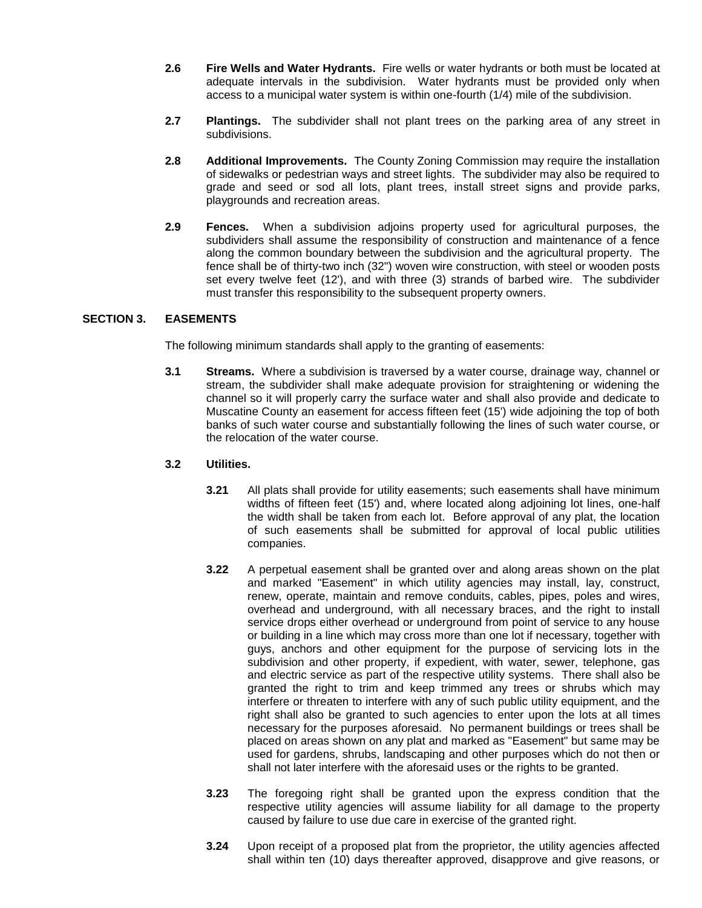**2.6 Fire Wells and Water Hydrants.** Fire wells or water hydrants or both must be located at adequate intervals in the subdivision. Water hydrants must be provided only when access to a municipal water system is within one-fourth (1/4) mile of the subdivision.

**2.7 Plantings.** The subdivider shall not plant trees on the parking area of any street in subdivisions.

**2.8 Additional Improvements.** The County Zoning Commission may require the installation of sidewalks or pedestrian ways and street lights. The subdivider may also be required to grade and seed or sod all lots, plant trees, install street signs and provide parks, playgrounds and recreation areas.

**2.9 Fences.** When a subdivision adjoins property used for agricultural purposes, the subdividers shall assume the responsibility of construction and maintenance of a fence along the common boundary between the subdivision and the agricultural property. The fence shall be of thirty-two inch (32") woven wire construction, with steel or wooden posts set every twelve feet (12'), and with three (3) strands of barbed wire. The subdivider must transfer this responsibility to the subsequent property owners.

## SECTION 3. EASEMENTS

The following minimum standards shall apply to the granting of easements:

**3.1 Streams.** Where a subdivision is traversed by a water course, drainage way, channel or stream, the subdivider shall make adequate provision for straightening or widening the channel so it will properly carry the surface water and shall also provide and dedicate to Muscatine County an easement for access fifteen feet (15') wide adjoining the top of both banks of such water course and substantially following the lines of such water course, or the relocation of the water course.

**3.2 Utilities.**

**3.21** All plats shall provide for utility easements; such easements shall have minimum widths of fifteen feet (15') and, where located along adjoining lot lines, one-half the width shall be taken from each lot. Before approval of any plat, the location of such easements shall be submitted for approval of local public utilities companies.

**3.22** A perpetual easement shall be granted over and along areas shown on the plat and marked "Easement" in which utility agencies may install, lay, construct, renew, operate, maintain and remove conduits, cables, pipes, poles and wires, overhead and underground, with all necessary braces, and the right to install service drops either overhead or underground from point of service to any house or building in a line which may cross more than one lot if necessary, together with guys, anchors and other equipment for the purpose of servicing lots in the subdivision and other property, if expedient, with water, sewer, telephone, gas and electric service as part of the respective utility systems. There shall also be granted the right to trim and keep trimmed any trees or shrubs which may interfere or threaten to interfere with any of such public utility equipment, and the right shall also be granted to such agencies to enter upon the lots at all times necessary for the purposes aforesaid. No permanent buildings or trees shall be placed on areas shown on any plat and marked as "Easement" but same may be used for gardens, shrubs, landscaping and other purposes which do not then or shall not later interfere with the aforesaid uses or the rights to be granted.

**3.23** The foregoing right shall be granted upon the express condition that the respective utility agencies will assume liability for all damage to the property caused by failure to use due care in exercise of the granted right.

**3.24** Upon receipt of a proposed plat from the proprietor, the utility agencies affected shall within ten (10) days thereafter approved, disapprove and give reasons, or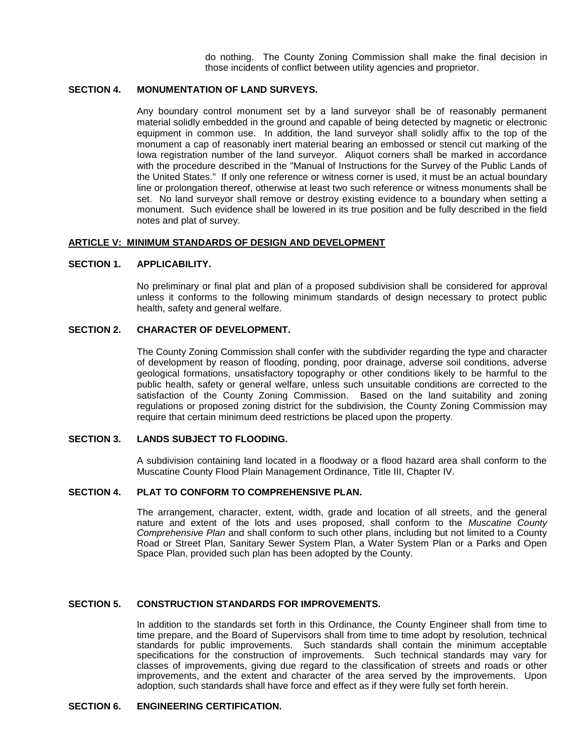do nothing. The County Zoning Commission shall make the final decision in those incidents of conflict between utility agencies and proprietor.

**SECTION 4. MONUMENTATION OF LAND SURVEYS.**

Any boundary control monument set by a land surveyor shall be of reasonably permanent material solidly embedded in the ground and capable of being detected by magnetic or electronic equipment in common use. In addition, the land surveyor shall solidly affix to the top of the monument a cap of reasonably inert material bearing an embossed or stencil cut marking of the Iowa registration number of the land surveyor. Aliquot corners shall be marked in accordance with the procedure described in the "Manual of Instructions for the Survey of the Public Lands of the United States." If only one reference or witness corner is used, it must be an actual boundary line or prolongation thereof, otherwise at least two such reference or witness monuments shall be set. No land surveyor shall remove or destroy existing evidence to a boundary when setting a monument. Such evidence shall be lowered in its true position and be fully described in the field notes and plat of survey.

## ARTICLE V: MINIMUM STANDARDS OF DESIGN AND DEVELOPMENT

**SECTION 1. APPLICABILITY.**

No preliminary or final plat and plan of a proposed subdivision shall be considered for approval unless it conforms to the following minimum standards of design necessary to protect public health, safety and general welfare.

**SECTION 2. CHARACTER OF DEVELOPMENT.**

The County Zoning Commission shall confer with the subdivider regarding the type and character of development by reason of flooding, ponding, poor drainage, adverse soil conditions, adverse geological formations, unsatisfactory topography or other conditions likely to be harmful to the public health, safety or general welfare, unless such unsuitable conditions are corrected to the satisfaction of the County Zoning Commission. Based on the land suitability and zoning regulations or proposed zoning district for the subdivision, the County Zoning Commission may require that certain minimum deed restrictions be placed upon the property.

**SECTION 3. LANDS SUBJECT TO FLOODING.**

A subdivision containing land located in a floodway or a flood hazard area shall conform to the Muscatine County Flood Plain Management Ordinance, Title III, Chapter IV.

**SECTION 4. PLAT TO CONFORM TO COMPREHENSIVE PLAN.**

The arrangement, character, extent, width, grade and location of all streets, and the general nature and extent of the lots and uses proposed, shall conform to the *Muscatine County Comprehensive Plan* and shall conform to such other plans, including but not limited to a County Road or Street Plan, Sanitary Sewer System Plan, a Water System Plan or a Parks and Open Space Plan, provided such plan has been adopted by the County.

**SECTION 5. CONSTRUCTION STANDARDS FOR IMPROVEMENTS.**

In addition to the standards set forth in this Ordinance, the County Engineer shall from time to time prepare, and the Board of Supervisors shall from time to time adopt by resolution, technical standards for public improvements. Such standards shall contain the minimum acceptable specifications for the construction of improvements. Such technical standards may vary for classes of improvements, giving due regard to the classification of streets and roads or other improvements, and the extent and character of the area served by the improvements. Upon adoption, such standards shall have force and effect as if they were fully set forth herein.

**SECTION 6. ENGINEERING CERTIFICATION.**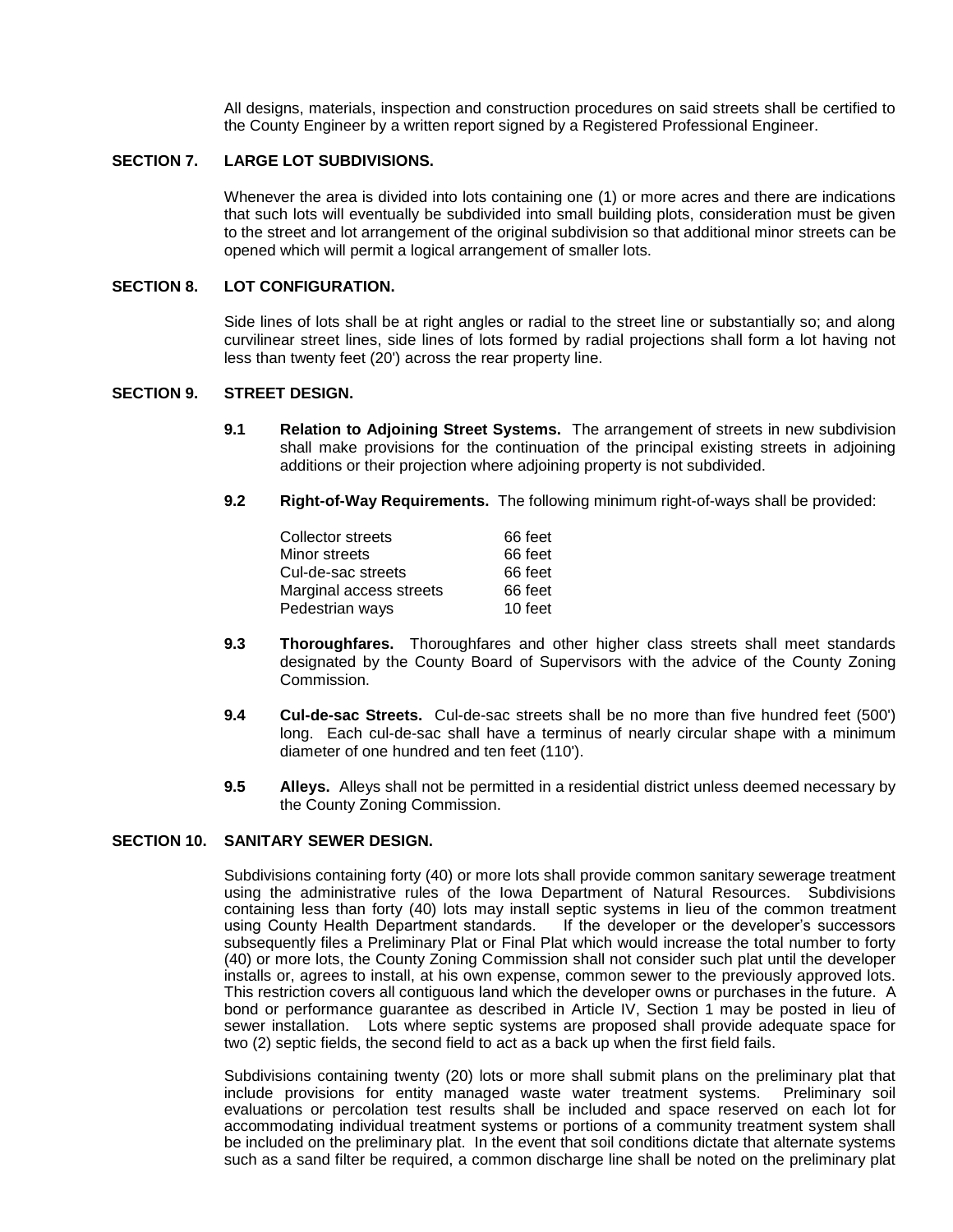All designs, materials, inspection and construction procedures on said streets shall be certified to the County Engineer by a written report signed by a Registered Professional Engineer.

## SECTION 7. LARGE LOT SUBDIVISIONS.

Whenever the area is divided into lots containing one (1) or more acres and there are indications that such lots will eventually be subdivided into small building plots, consideration must be given to the street and lot arrangement of the original subdivision so that additional minor streets can be opened which will permit a logical arrangement of smaller lots.

## SECTION 8. LOT CONFIGURATION.

Side lines of lots shall be at right angles or radial to the street line or substantially so; and along curvilinear street lines, side lines of lots formed by radial projections shall form a lot having not less than twenty feet (20') across the rear property line.

## SECTION 9. STREET DESIGN.

**9.1 Relation to Adjoining Street Systems.** The arrangement of streets in new subdivision shall make provisions for the continuation of the principal existing streets in adjoining additions or their projection where adjoining property is not subdivided.

**9.2 Right-of-Way Requirements.** The following minimum right-of-ways shall be provided:

| | |
|---|---|
| Collector streets | 66 feet |
| Minor streets | 66 feet |
| Cul-de-sac streets | 66 feet |
| Marginal access streets | 66 feet |
| Pedestrian ways | 10 feet |

**9.3 Thoroughfares.** Thoroughfares and other higher class streets shall meet standards designated by the County Board of Supervisors with the advice of the County Zoning Commission.

**9.4 Cul-de-sac Streets.** Cul-de-sac streets shall be no more than five hundred feet (500') long. Each cul-de-sac shall have a terminus of nearly circular shape with a minimum diameter of one hundred and ten feet (110').

**9.5 Alleys.** Alleys shall not be permitted in a residential district unless deemed necessary by the County Zoning Commission.

## SECTION 10. SANITARY SEWER DESIGN.

Subdivisions containing forty (40) or more lots shall provide common sanitary sewerage treatment using the administrative rules of the Iowa Department of Natural Resources. Subdivisions containing less than forty (40) lots may install septic systems in lieu of the common treatment using County Health Department standards. If the developer or the developer's successors subsequently files a Preliminary Plat or Final Plat which would increase the total number to forty (40) or more lots, the County Zoning Commission shall not consider such plat until the developer installs or, agrees to install, at his own expense, common sewer to the previously approved lots. This restriction covers all contiguous land which the developer owns or purchases in the future. A bond or performance guarantee as described in Article IV, Section 1 may be posted in lieu of sewer installation. Lots where septic systems are proposed shall provide adequate space for two (2) septic fields, the second field to act as a back up when the first field fails.

Subdivisions containing twenty (20) lots or more shall submit plans on the preliminary plat that include provisions for entity managed waste water treatment systems. Preliminary soil evaluations or percolation test results shall be included and space reserved on each lot for accommodating individual treatment systems or portions of a community treatment system shall be included on the preliminary plat. In the event that soil conditions dictate that alternate systems such as a sand filter be required, a common discharge line shall be noted on the preliminary plat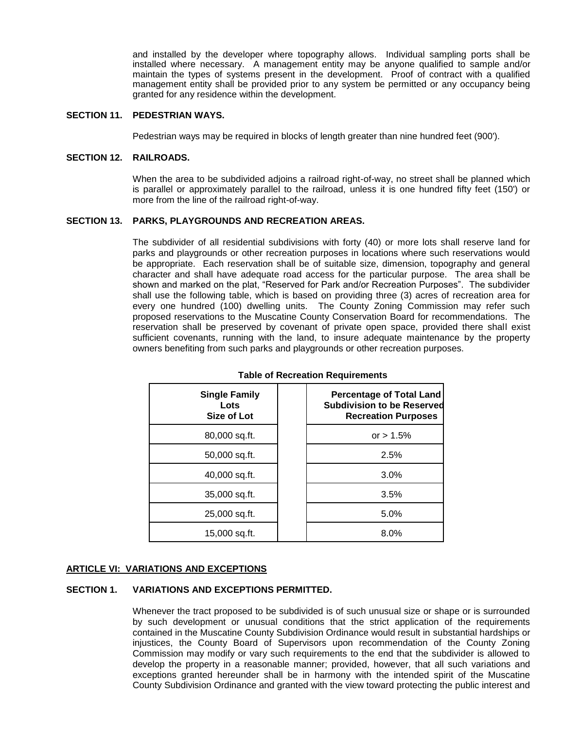and installed by the developer where topography allows. Individual sampling ports shall be installed where necessary. A management entity may be anyone qualified to sample and/or maintain the types of systems present in the development. Proof of contract with a qualified management entity shall be provided prior to any system be permitted or any occupancy being granted for any residence within the development.

### SECTION 11. PEDESTRIAN WAYS.

Pedestrian ways may be required in blocks of length greater than nine hundred feet (900').

### SECTION 12. RAILROADS.

When the area to be subdivided adjoins a railroad right-of-way, no street shall be planned which is parallel or approximately parallel to the railroad, unless it is one hundred fifty feet (150') or more from the line of the railroad right-of-way.

### SECTION 13. PARKS, PLAYGROUNDS AND RECREATION AREAS.

The subdivider of all residential subdivisions with forty (40) or more lots shall reserve land for parks and playgrounds or other recreation purposes in locations where such reservations would be appropriate. Each reservation shall be of suitable size, dimension, topography and general character and shall have adequate road access for the particular purpose. The area shall be shown and marked on the plat, "Reserved for Park and/or Recreation Purposes". The subdivider shall use the following table, which is based on providing three (3) acres of recreation area for every one hundred (100) dwelling units. The County Zoning Commission may refer such proposed reservations to the Muscatine County Conservation Board for recommendations. The reservation shall be preserved by covenant of private open space, provided there shall exist sufficient covenants, running with the land, to insure adequate maintenance by the property owners benefiting from such parks and playgrounds or other recreation purposes.

**Table of Recreation Requirements**

| Single Family Lots Size of Lot | | Percentage of Total Land Subdivision to be Reserved Recreation Purposes |
|---|---|---|
| 80,000 sq.ft. | | or > 1.5% |
| 50,000 sq.ft. | | 2.5% |
| 40,000 sq.ft. | | 3.0% |
| 35,000 sq.ft. | | 3.5% |
| 25,000 sq.ft. | | 5.0% |
| 15,000 sq.ft. | | 8.0% |

## ARTICLE VI: VARIATIONS AND EXCEPTIONS

### SECTION 1. VARIATIONS AND EXCEPTIONS PERMITTED.

Whenever the tract proposed to be subdivided is of such unusual size or shape or is surrounded by such development or unusual conditions that the strict application of the requirements contained in the Muscatine County Subdivision Ordinance would result in substantial hardships or injustices, the County Board of Supervisors upon recommendation of the County Zoning Commission may modify or vary such requirements to the end that the subdivider is allowed to develop the property in a reasonable manner; provided, however, that all such variations and exceptions granted hereunder shall be in harmony with the intended spirit of the Muscatine County Subdivision Ordinance and granted with the view toward protecting the public interest and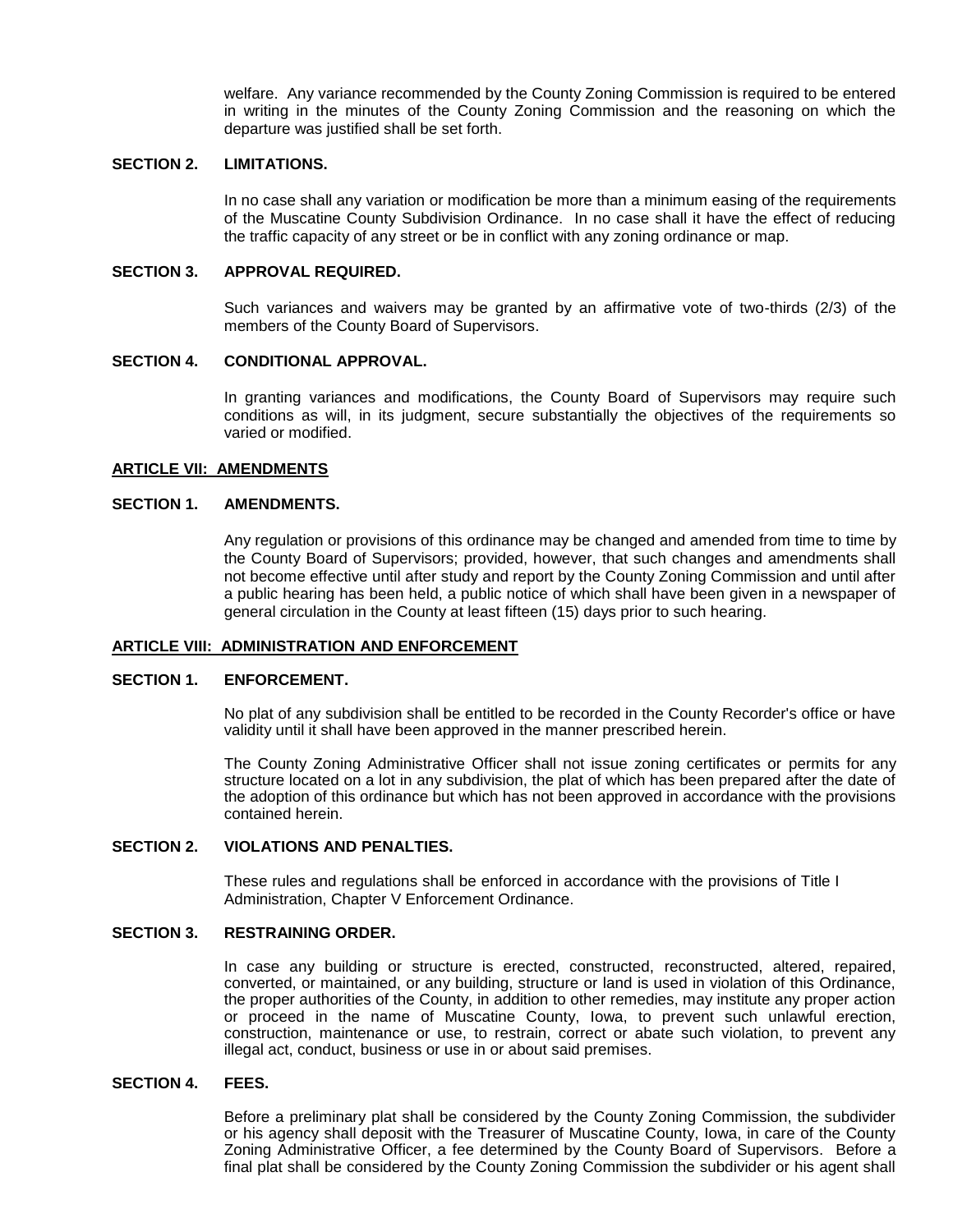welfare. Any variance recommended by the County Zoning Commission is required to be entered in writing in the minutes of the County Zoning Commission and the reasoning on which the departure was justified shall be set forth.

**SECTION 2. LIMITATIONS.**

In no case shall any variation or modification be more than a minimum easing of the requirements of the Muscatine County Subdivision Ordinance. In no case shall it have the effect of reducing the traffic capacity of any street or be in conflict with any zoning ordinance or map.

**SECTION 3. APPROVAL REQUIRED.**

Such variances and waivers may be granted by an affirmative vote of two-thirds (2/3) of the members of the County Board of Supervisors.

**SECTION 4. CONDITIONAL APPROVAL.**

In granting variances and modifications, the County Board of Supervisors may require such conditions as will, in its judgment, secure substantially the objectives of the requirements so varied or modified.

## ARTICLE VII: AMENDMENTS

**SECTION 1. AMENDMENTS.**

Any regulation or provisions of this ordinance may be changed and amended from time to time by the County Board of Supervisors; provided, however, that such changes and amendments shall not become effective until after study and report by the County Zoning Commission and until after a public hearing has been held, a public notice of which shall have been given in a newspaper of general circulation in the County at least fifteen (15) days prior to such hearing.

## ARTICLE VIII: ADMINISTRATION AND ENFORCEMENT

**SECTION 1. ENFORCEMENT.**

No plat of any subdivision shall be entitled to be recorded in the County Recorder's office or have validity until it shall have been approved in the manner prescribed herein.

The County Zoning Administrative Officer shall not issue zoning certificates or permits for any structure located on a lot in any subdivision, the plat of which has been prepared after the date of the adoption of this ordinance but which has not been approved in accordance with the provisions contained herein.

**SECTION 2. VIOLATIONS AND PENALTIES.**

These rules and regulations shall be enforced in accordance with the provisions of Title I Administration, Chapter V Enforcement Ordinance.

**SECTION 3. RESTRAINING ORDER.**

In case any building or structure is erected, constructed, reconstructed, altered, repaired, converted, or maintained, or any building, structure or land is used in violation of this Ordinance, the proper authorities of the County, in addition to other remedies, may institute any proper action or proceed in the name of Muscatine County, Iowa, to prevent such unlawful erection, construction, maintenance or use, to restrain, correct or abate such violation, to prevent any illegal act, conduct, business or use in or about said premises.

**SECTION 4. FEES.**

Before a preliminary plat shall be considered by the County Zoning Commission, the subdivider or his agency shall deposit with the Treasurer of Muscatine County, Iowa, in care of the County Zoning Administrative Officer, a fee determined by the County Board of Supervisors. Before a final plat shall be considered by the County Zoning Commission the subdivider or his agent shall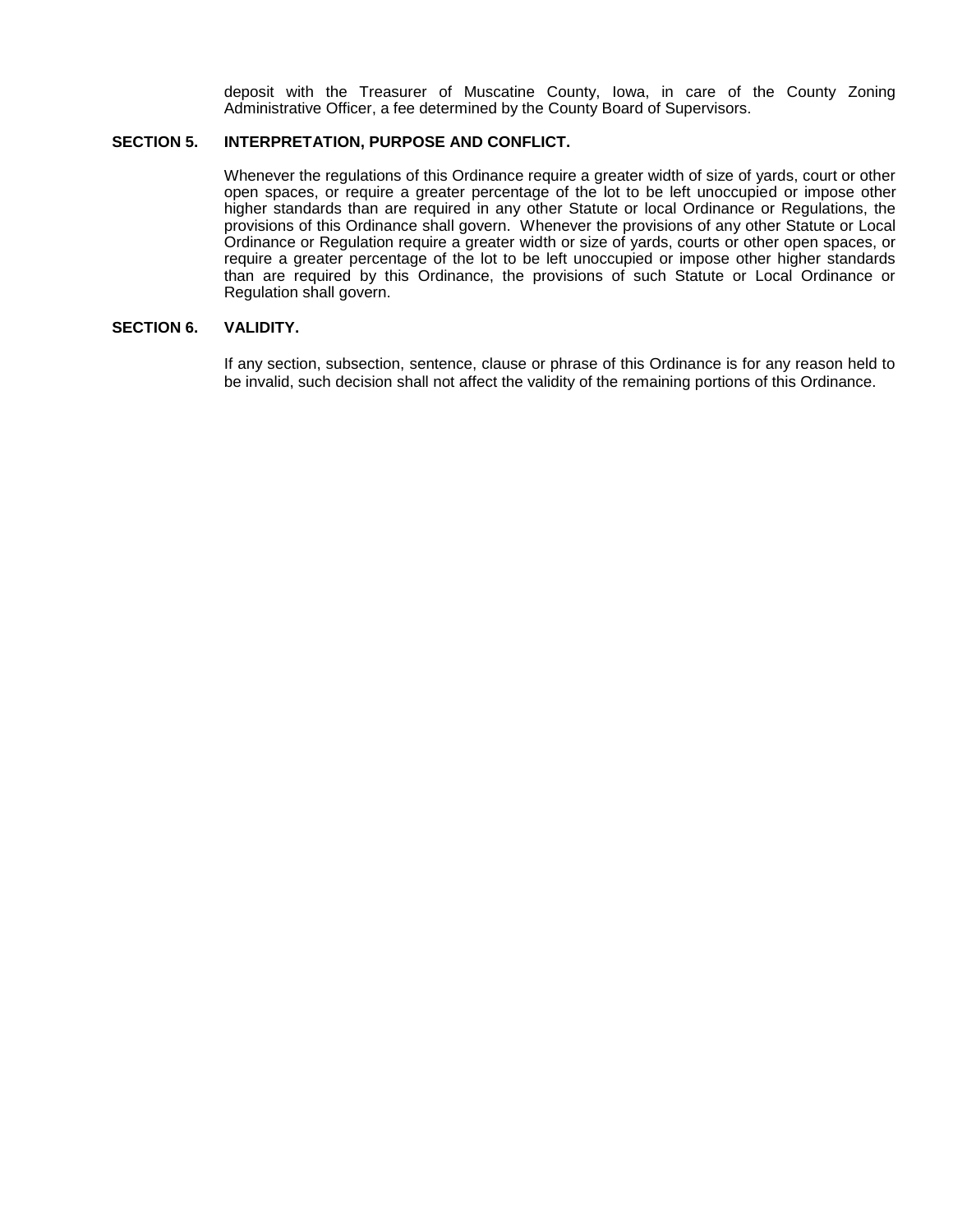deposit with the Treasurer of Muscatine County, Iowa, in care of the County Zoning Administrative Officer, a fee determined by the County Board of Supervisors.

## SECTION 5. INTERPRETATION, PURPOSE AND CONFLICT.

Whenever the regulations of this Ordinance require a greater width of size of yards, court or other open spaces, or require a greater percentage of the lot to be left unoccupied or impose other higher standards than are required in any other Statute or local Ordinance or Regulations, the provisions of this Ordinance shall govern. Whenever the provisions of any other Statute or Local Ordinance or Regulation require a greater width or size of yards, courts or other open spaces, or require a greater percentage of the lot to be left unoccupied or impose other higher standards than are required by this Ordinance, the provisions of such Statute or Local Ordinance or Regulation shall govern.

## SECTION 6. VALIDITY.

If any section, subsection, sentence, clause or phrase of this Ordinance is for any reason held to be invalid, such decision shall not affect the validity of the remaining portions of this Ordinance.